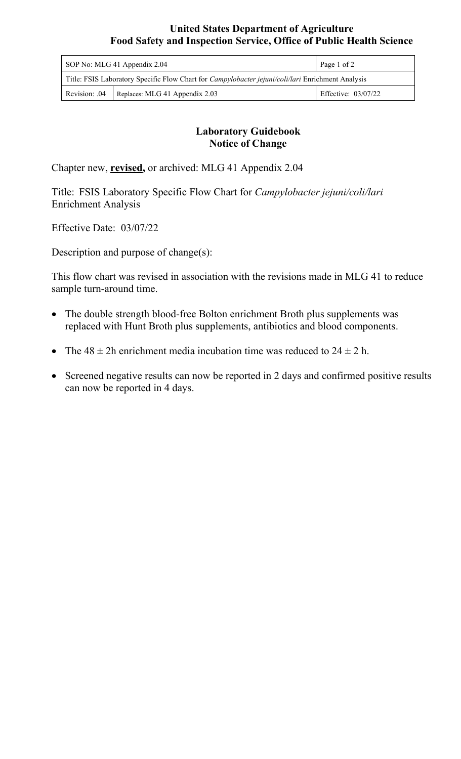**United States Department of Agriculture**
**Food Safety and Inspection Service, Office of Public Health Science**

| SOP No: MLG 41 Appendix 2.04 | | Page 1 of 2 |
| --- | --- | --- |
| Title: FSIS Laboratory Specific Flow Chart for *Campylobacter jejuni/coli/lari* Enrichment Analysis | | |
| Revision: .04 | Replaces: MLG 41 Appendix 2.03 | Effective: 03/07/22 |

# Laboratory Guidebook
## Notice of Change

Chapter new, **<u>revised,</u>** or archived: MLG 41 Appendix 2.04

Title: FSIS Laboratory Specific Flow Chart for *Campylobacter jejuni/coli/lari* Enrichment Analysis

Effective Date: 03/07/22

Description and purpose of change(s):

This flow chart was revised in association with the revisions made in MLG 41 to reduce sample turn-around time.

- The double strength blood-free Bolton enrichment Broth plus supplements was replaced with Hunt Broth plus supplements, antibiotics and blood components.
- The $48 \pm 2$h enrichment media incubation time was reduced to $24 \pm 2$ h.
- Screened negative results can now be reported in 2 days and confirmed positive results can now be reported in 4 days.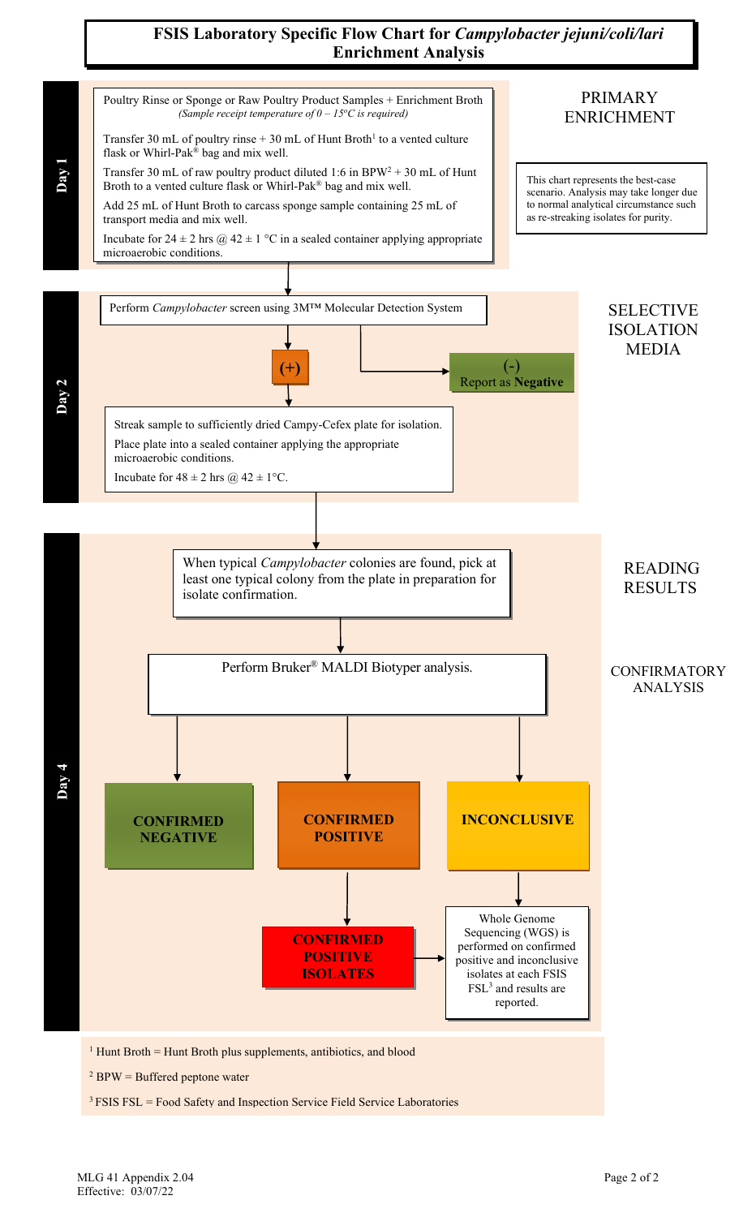# FSIS Laboratory Specific Flow Chart for *Campylobacter jejuni/coli/lari* Enrichment Analysis

## Day 1 — PRIMARY ENRICHMENT

Poultry Rinse or Sponge or Raw Poultry Product Samples + Enrichment Broth
*(Sample receipt temperature of 0 – 15ºC is required)*

Transfer 30 mL of poultry rinse + 30 mL of Hunt Broth[1] to a vented culture flask or Whirl-Pak® bag and mix well.

Transfer 30 mL of raw poultry product diluted 1:6 in BPW[2] + 30 mL of Hunt Broth to a vented culture flask or Whirl-Pak® bag and mix well.

Add 25 mL of Hunt Broth to carcass sponge sample containing 25 mL of transport media and mix well.

Incubate for 24 ± 2 hrs @ 42 ± 1 °C in a sealed container applying appropriate microaerobic conditions.

This chart represents the best-case scenario. Analysis may take longer due to normal analytical circumstance such as re-streaking isolates for purity.

## Day 2 — SELECTIVE ISOLATION MEDIA

Perform *Campylobacter* screen using 3M™ Molecular Detection System

- (-) Report as **Negative**
- (+)

Streak sample to sufficiently dried Campy-Cefex plate for isolation.

Place plate into a sealed container applying the appropriate microaerobic conditions.

Incubate for 48 ± 2 hrs @ 42 ± 1°C.

## Day 4 — READING RESULTS / CONFIRMATORY ANALYSIS

When typical *Campylobacter* colonies are found, pick at least one typical colony from the plate in preparation for isolate confirmation.

Perform Bruker® MALDI Biotyper analysis.

- **CONFIRMED NEGATIVE**
- **CONFIRMED POSITIVE** → **CONFIRMED POSITIVE ISOLATES**
- **INCONCLUSIVE**

Whole Genome Sequencing (WGS) is performed on confirmed positive and inconclusive isolates at each FSIS FSL[3] and results are reported.

[1] Hunt Broth = Hunt Broth plus supplements, antibiotics, and blood

[2] BPW = Buffered peptone water

[3] FSIS FSL = Food Safety and Inspection Service Field Service Laboratories

MLG 41 Appendix 2.04
Effective: 03/07/22